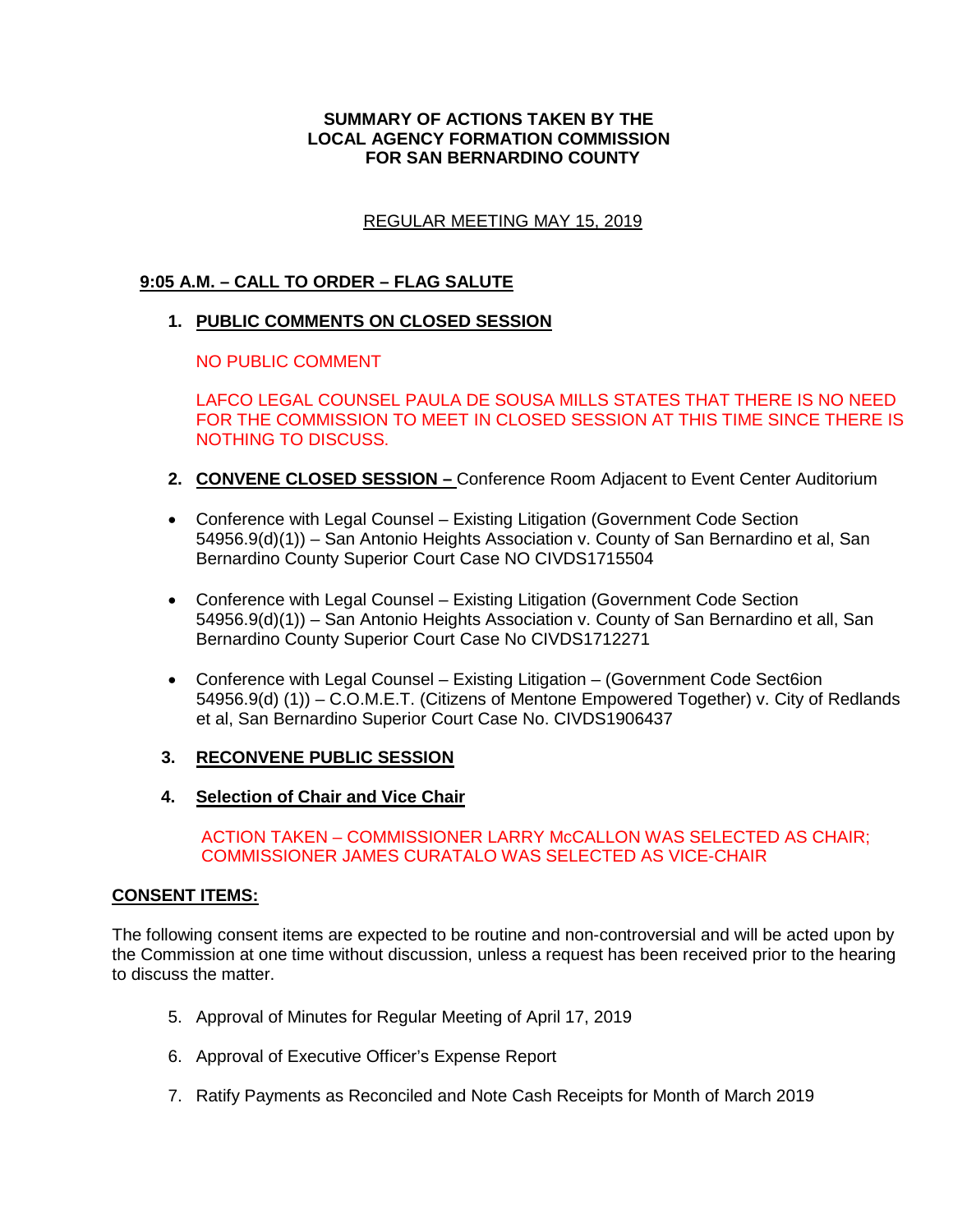# SUMMARY OF ACTIONS TAKEN BY THE LOCAL AGENCY FORMATION COMMISSION FOR SAN BERNARDINO COUNTY

REGULAR MEETING MAY 15, 2019

## 9:05 A.M. – CALL TO ORDER – FLAG SALUTE

1. **PUBLIC COMMENTS ON CLOSED SESSION**

   NO PUBLIC COMMENT

   LAFCO LEGAL COUNSEL PAULA DE SOUSA MILLS STATES THAT THERE IS NO NEED FOR THE COMMISSION TO MEET IN CLOSED SESSION AT THIS TIME SINCE THERE IS NOTHING TO DISCUSS.

2. **CONVENE CLOSED SESSION –** Conference Room Adjacent to Event Center Auditorium

- Conference with Legal Counsel – Existing Litigation (Government Code Section 54956.9(d)(1)) – San Antonio Heights Association v. County of San Bernardino et al, San Bernardino County Superior Court Case NO CIVDS1715504

- Conference with Legal Counsel – Existing Litigation (Government Code Section 54956.9(d)(1)) – San Antonio Heights Association v. County of San Bernardino et all, San Bernardino County Superior Court Case No CIVDS1712271

- Conference with Legal Counsel – Existing Litigation – (Government Code Sect6ion 54956.9(d) (1)) – C.O.M.E.T. (Citizens of Mentone Empowered Together) v. City of Redlands et al, San Bernardino Superior Court Case No. CIVDS1906437

3. **RECONVENE PUBLIC SESSION**

4. **Selection of Chair and Vice Chair**

   ACTION TAKEN – COMMISSIONER LARRY McCALLON WAS SELECTED AS CHAIR; COMMISSIONER JAMES CURATALO WAS SELECTED AS VICE-CHAIR

## CONSENT ITEMS:

The following consent items are expected to be routine and non-controversial and will be acted upon by the Commission at one time without discussion, unless a request has been received prior to the hearing to discuss the matter.

5. Approval of Minutes for Regular Meeting of April 17, 2019

6. Approval of Executive Officer's Expense Report

7. Ratify Payments as Reconciled and Note Cash Receipts for Month of March 2019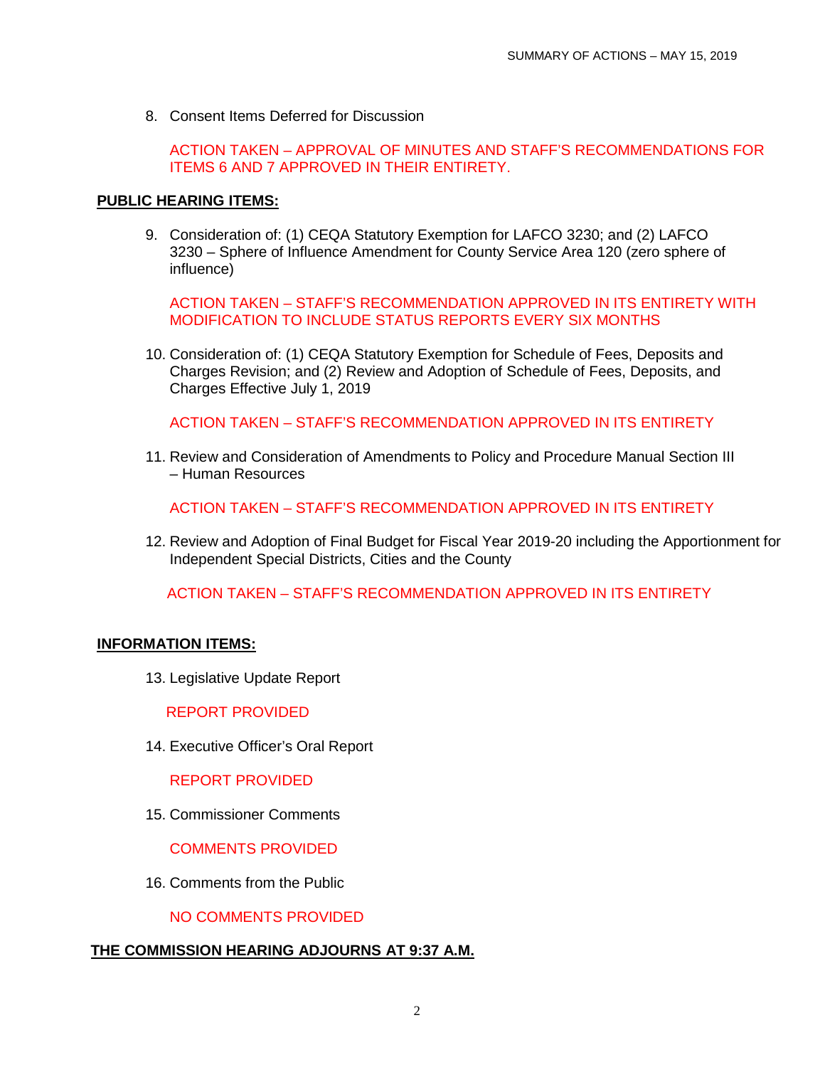8. Consent Items Deferred for Discussion

   ACTION TAKEN – APPROVAL OF MINUTES AND STAFF'S RECOMMENDATIONS FOR ITEMS 6 AND 7 APPROVED IN THEIR ENTIRETY.

**PUBLIC HEARING ITEMS:**

9. Consideration of: (1) CEQA Statutory Exemption for LAFCO 3230; and (2) LAFCO 3230 – Sphere of Influence Amendment for County Service Area 120 (zero sphere of influence)

   ACTION TAKEN – STAFF'S RECOMMENDATION APPROVED IN ITS ENTIRETY WITH MODIFICATION TO INCLUDE STATUS REPORTS EVERY SIX MONTHS

10. Consideration of: (1) CEQA Statutory Exemption for Schedule of Fees, Deposits and Charges Revision; and (2) Review and Adoption of Schedule of Fees, Deposits, and Charges Effective July 1, 2019

    ACTION TAKEN – STAFF'S RECOMMENDATION APPROVED IN ITS ENTIRETY

11. Review and Consideration of Amendments to Policy and Procedure Manual Section III – Human Resources

    ACTION TAKEN – STAFF'S RECOMMENDATION APPROVED IN ITS ENTIRETY

12. Review and Adoption of Final Budget for Fiscal Year 2019-20 including the Apportionment for Independent Special Districts, Cities and the County

    ACTION TAKEN – STAFF'S RECOMMENDATION APPROVED IN ITS ENTIRETY

**INFORMATION ITEMS:**

13. Legislative Update Report

    REPORT PROVIDED

14. Executive Officer's Oral Report

    REPORT PROVIDED

15. Commissioner Comments

    COMMENTS PROVIDED

16. Comments from the Public

    NO COMMENTS PROVIDED

**THE COMMISSION HEARING ADJOURNS AT 9:37 A.M.**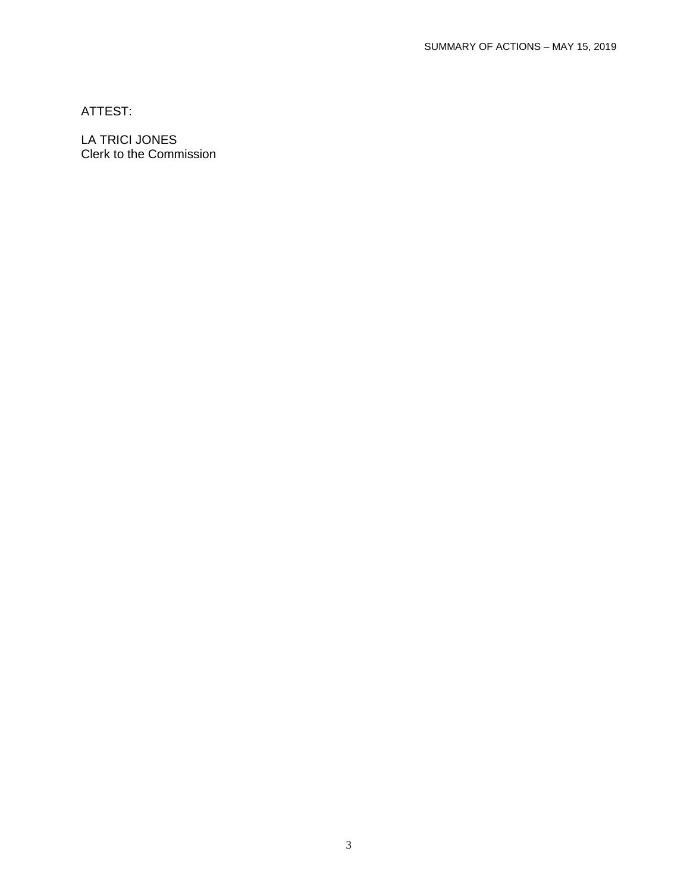ATTEST:

LA TRICI JONES
Clerk to the Commission